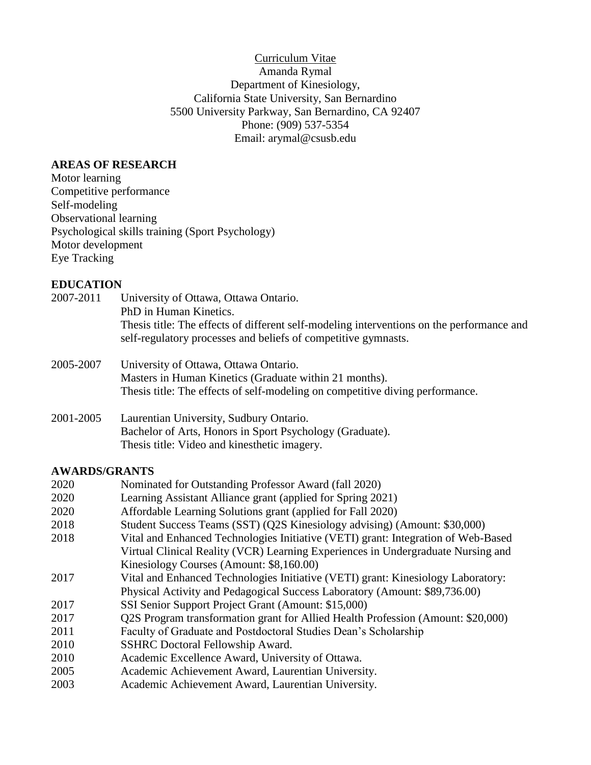Curriculum Vitae

Amanda Rymal

Department of Kinesiology,

California State University, San Bernardino

5500 University Parkway, San Bernardino, CA 92407

Phone: (909) 537-5354

Email: arymal@csusb.edu

## AREAS OF RESEARCH

Motor learning
Competitive performance
Self-modeling
Observational learning
Psychological skills training (Sport Psychology)
Motor development
Eye Tracking

## EDUCATION

2007-2011 University of Ottawa, Ottawa Ontario.
PhD in Human Kinetics.
Thesis title: The effects of different self-modeling interventions on the performance and self-regulatory processes and beliefs of competitive gymnasts.

2005-2007 University of Ottawa, Ottawa Ontario.
Masters in Human Kinetics (Graduate within 21 months).
Thesis title: The effects of self-modeling on competitive diving performance.

2001-2005 Laurentian University, Sudbury Ontario.
Bachelor of Arts, Honors in Sport Psychology (Graduate).
Thesis title: Video and kinesthetic imagery.

## AWARDS/GRANTS

2020 Nominated for Outstanding Professor Award (fall 2020)
2020 Learning Assistant Alliance grant (applied for Spring 2021)
2020 Affordable Learning Solutions grant (applied for Fall 2020)
2018 Student Success Teams (SST) (Q2S Kinesiology advising) (Amount: $30,000)
2018 Vital and Enhanced Technologies Initiative (VETI) grant: Integration of Web-Based Virtual Clinical Reality (VCR) Learning Experiences in Undergraduate Nursing and Kinesiology Courses (Amount: $8,160.00)
2017 Vital and Enhanced Technologies Initiative (VETI) grant: Kinesiology Laboratory: Physical Activity and Pedagogical Success Laboratory (Amount: $89,736.00)
2017 SSI Senior Support Project Grant (Amount: $15,000)
2017 Q2S Program transformation grant for Allied Health Profession (Amount: $20,000)
2011 Faculty of Graduate and Postdoctoral Studies Dean's Scholarship
2010 SSHRC Doctoral Fellowship Award.
2010 Academic Excellence Award, University of Ottawa.
2005 Academic Achievement Award, Laurentian University.
2003 Academic Achievement Award, Laurentian University.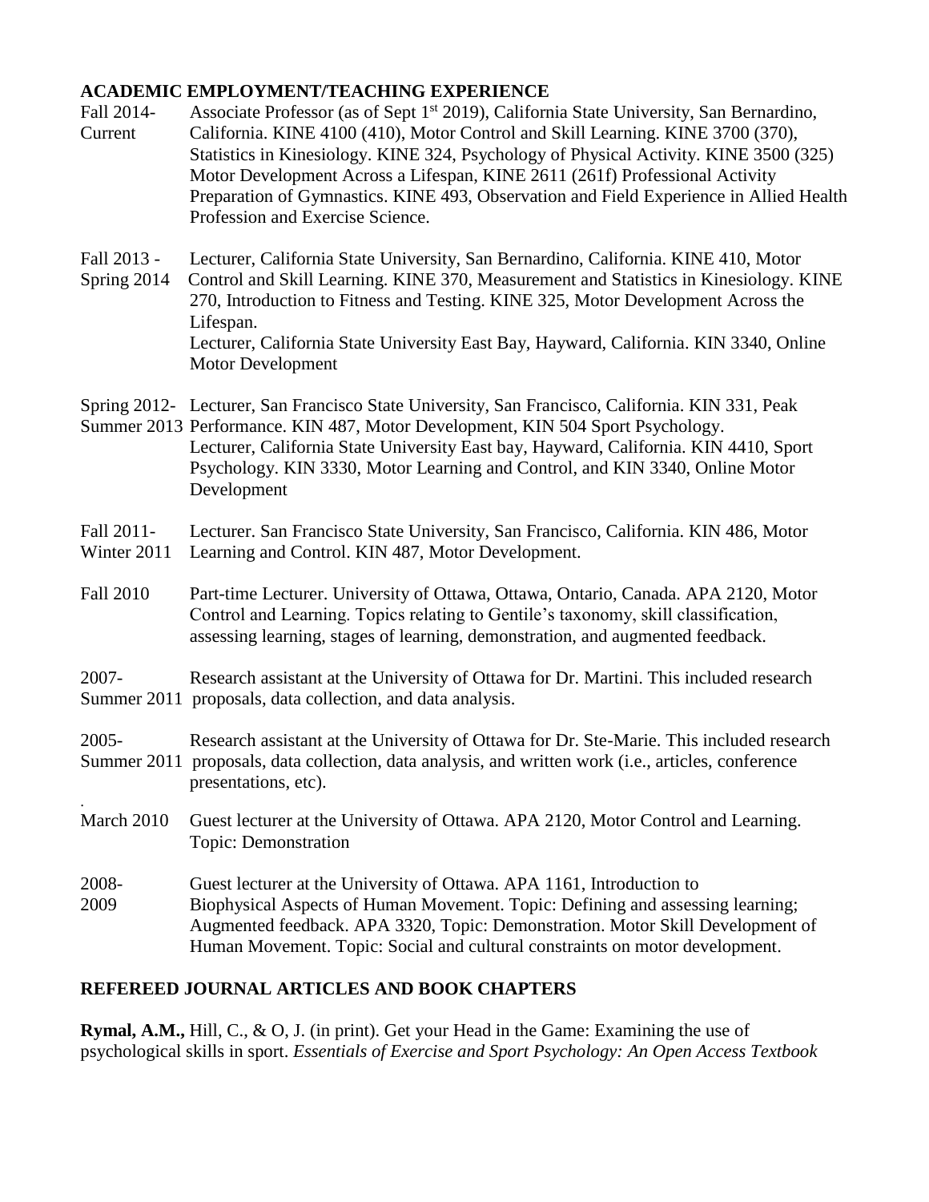## ACADEMIC EMPLOYMENT/TEACHING EXPERIENCE

**Fall 2014- Current** — Associate Professor (as of Sept 1st 2019), California State University, San Bernardino, California. KINE 4100 (410), Motor Control and Skill Learning. KINE 3700 (370), Statistics in Kinesiology. KINE 324, Psychology of Physical Activity. KINE 3500 (325) Motor Development Across a Lifespan, KINE 2611 (261f) Professional Activity Preparation of Gymnastics. KINE 493, Observation and Field Experience in Allied Health Profession and Exercise Science.

**Fall 2013 - Spring 2014** — Lecturer, California State University, San Bernardino, California. KINE 410, Motor Control and Skill Learning. KINE 370, Measurement and Statistics in Kinesiology. KINE 270, Introduction to Fitness and Testing. KINE 325, Motor Development Across the Lifespan.
Lecturer, California State University East Bay, Hayward, California. KIN 3340, Online Motor Development

**Spring 2012- Summer 2013** — Lecturer, San Francisco State University, San Francisco, California. KIN 331, Peak Performance. KIN 487, Motor Development, KIN 504 Sport Psychology.
Lecturer, California State University East bay, Hayward, California. KIN 4410, Sport Psychology. KIN 3330, Motor Learning and Control, and KIN 3340, Online Motor Development

**Fall 2011- Winter 2011** — Lecturer. San Francisco State University, San Francisco, California. KIN 486, Motor Learning and Control. KIN 487, Motor Development.

**Fall 2010** — Part-time Lecturer. University of Ottawa, Ottawa, Ontario, Canada. APA 2120, Motor Control and Learning. Topics relating to Gentile's taxonomy, skill classification, assessing learning, stages of learning, demonstration, and augmented feedback.

**2007- Summer 2011** — Research assistant at the University of Ottawa for Dr. Martini. This included research proposals, data collection, and data analysis.

**2005- Summer 2011** — Research assistant at the University of Ottawa for Dr. Ste-Marie. This included research proposals, data collection, data analysis, and written work (i.e., articles, conference presentations, etc).

**March 2010** — Guest lecturer at the University of Ottawa. APA 2120, Motor Control and Learning. Topic: Demonstration

**2008- 2009** — Guest lecturer at the University of Ottawa. APA 1161, Introduction to Biophysical Aspects of Human Movement. Topic: Defining and assessing learning; Augmented feedback. APA 3320, Topic: Demonstration. Motor Skill Development of Human Movement. Topic: Social and cultural constraints on motor development.

## REFEREED JOURNAL ARTICLES AND BOOK CHAPTERS

**Rymal, A.M.,** Hill, C., & O, J. (in print). Get your Head in the Game: Examining the use of psychological skills in sport. *Essentials of Exercise and Sport Psychology: An Open Access Textbook*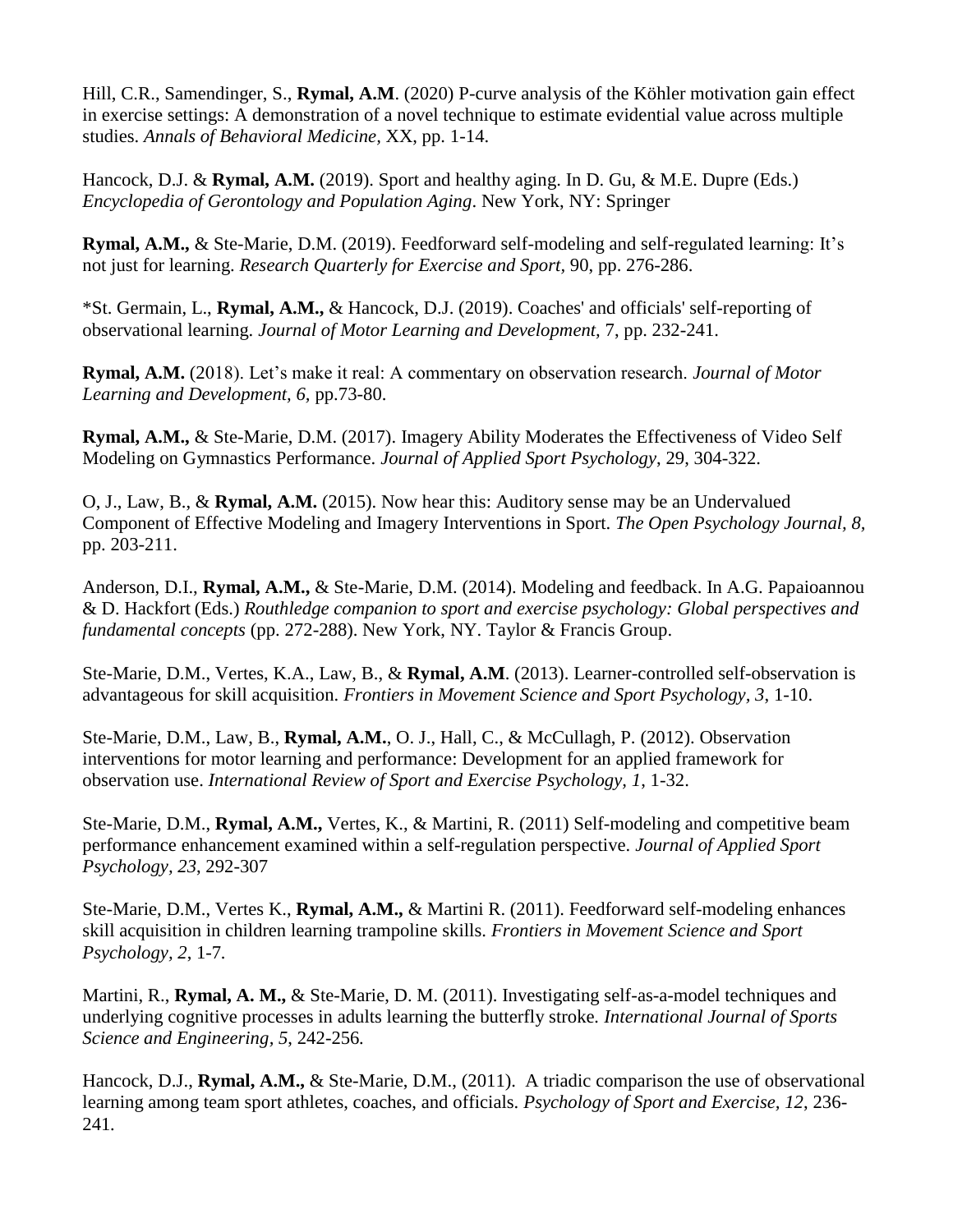Hill, C.R., Samendinger, S., **Rymal, A.M**. (2020) P-curve analysis of the Köhler motivation gain effect in exercise settings: A demonstration of a novel technique to estimate evidential value across multiple studies. *Annals of Behavioral Medicine,* XX, pp. 1-14.

Hancock, D.J. & **Rymal, A.M.** (2019). Sport and healthy aging. In D. Gu, & M.E. Dupre (Eds.) *Encyclopedia of Gerontology and Population Aging*. New York, NY: Springer

**Rymal, A.M.,** & Ste-Marie, D.M. (2019). Feedforward self-modeling and self-regulated learning: It's not just for learning. *Research Quarterly for Exercise and Sport,* 90, pp. 276-286.

*St. Germain, L., **Rymal, A.M.,** & Hancock, D.J. (2019). Coaches' and officials' self-reporting of observational learning. *Journal of Motor Learning and Development,* 7, pp. 232-241.

**Rymal, A.M.** (2018). Let's make it real: A commentary on observation research. *Journal of Motor Learning and Development, 6,* pp.73-80.

**Rymal, A.M.,** & Ste-Marie, D.M. (2017). Imagery Ability Moderates the Effectiveness of Video Self Modeling on Gymnastics Performance. *Journal of Applied Sport Psychology*, 29, 304-322.

O, J., Law, B., & **Rymal, A.M.** (2015). Now hear this: Auditory sense may be an Undervalued Component of Effective Modeling and Imagery Interventions in Sport. *The Open Psychology Journal, 8,* pp. 203-211.

Anderson, D.I., **Rymal, A.M.,** & Ste-Marie, D.M. (2014). Modeling and feedback. In A.G. Papaioannou & D. Hackfort (Eds.) *Routhledge companion to sport and exercise psychology: Global perspectives and fundamental concepts* (pp. 272-288). New York, NY. Taylor & Francis Group.

Ste-Marie, D.M., Vertes, K.A., Law, B., & **Rymal, A.M**. (2013). Learner-controlled self-observation is advantageous for skill acquisition. *Frontiers in Movement Science and Sport Psychology, 3*, 1-10.

Ste-Marie, D.M., Law, B., **Rymal, A.M.**, O. J., Hall, C., & McCullagh, P. (2012). Observation interventions for motor learning and performance: Development for an applied framework for observation use. *International Review of Sport and Exercise Psychology, 1*, 1-32.

Ste-Marie, D.M., **Rymal, A.M.,** Vertes, K., & Martini, R. (2011) Self-modeling and competitive beam performance enhancement examined within a self-regulation perspective. *Journal of Applied Sport Psychology, 23*, 292-307

Ste-Marie, D.M., Vertes K., **Rymal, A.M.,** & Martini R. (2011). Feedforward self-modeling enhances skill acquisition in children learning trampoline skills. *Frontiers in Movement Science and Sport Psychology, 2*, 1-7.

Martini, R., **Rymal, A. M.,** & Ste-Marie, D. M. (2011). Investigating self-as-a-model techniques and underlying cognitive processes in adults learning the butterfly stroke*. International Journal of Sports Science and Engineering, 5*, 242-256*.*

Hancock, D.J., **Rymal, A.M.,** & Ste-Marie, D.M., (2011). A triadic comparison the use of observational learning among team sport athletes, coaches, and officials. *Psychology of Sport and Exercise, 12*, 236-241.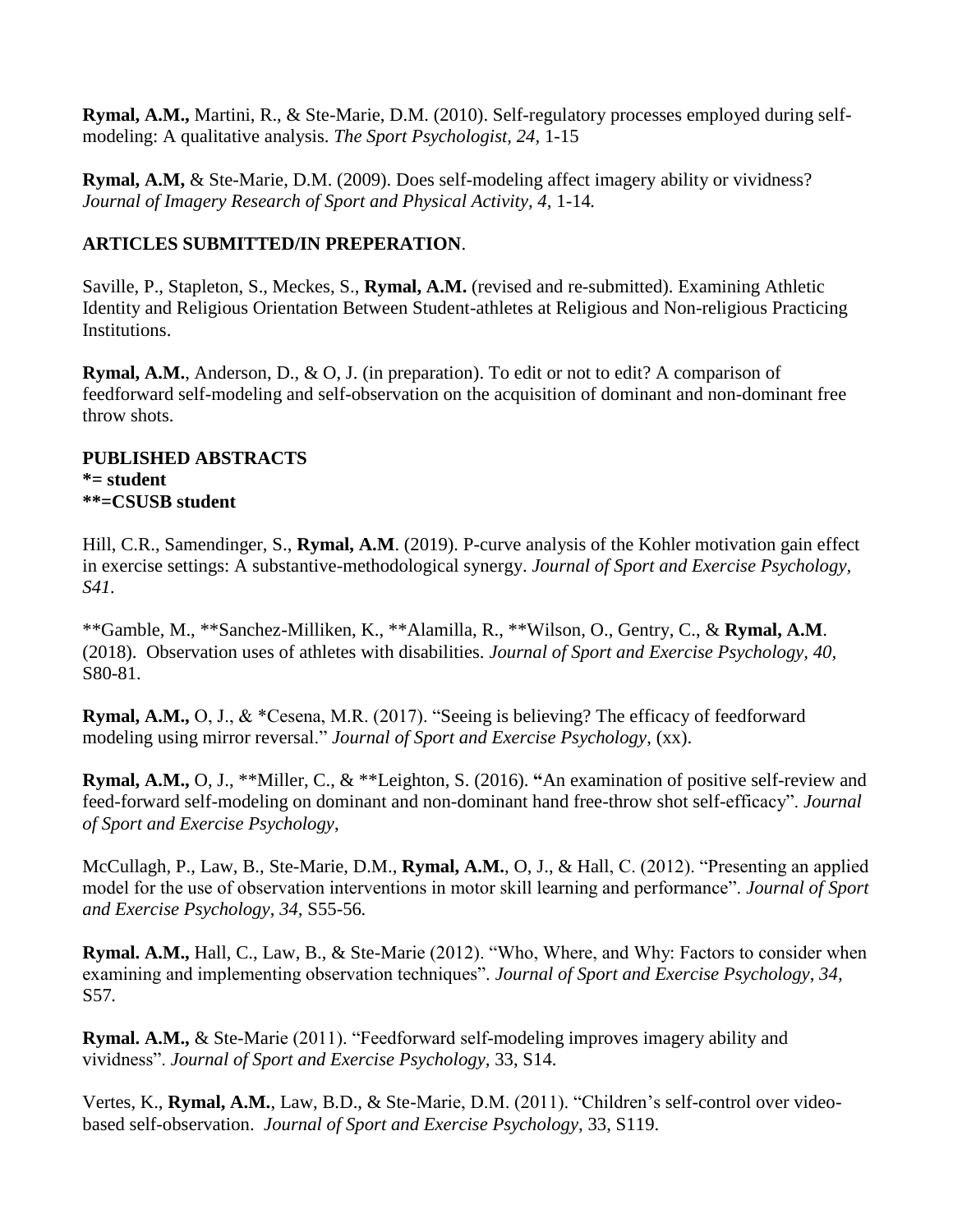**Rymal, A.M.,** Martini, R., & Ste-Marie, D.M. (2010). Self-regulatory processes employed during self-modeling: A qualitative analysis. *The Sport Psychologist, 24,* 1-15

**Rymal, A.M,** & Ste-Marie, D.M. (2009). Does self-modeling affect imagery ability or vividness? *Journal of Imagery Research of Sport and Physical Activity, 4,* 1-14*.*

**ARTICLES SUBMITTED/IN PREPERATION**.

Saville, P., Stapleton, S., Meckes, S., **Rymal, A.M.** (revised and re-submitted). Examining Athletic Identity and Religious Orientation Between Student-athletes at Religious and Non-religious Practicing Institutions.

**Rymal, A.M.**, Anderson, D., & O, J. (in preparation). To edit or not to edit? A comparison of feedforward self-modeling and self-observation on the acquisition of dominant and non-dominant free throw shots.

**PUBLISHED ABSTRACTS**
**\*= student**
**\*\*=CSUSB student**

Hill, C.R., Samendinger, S., **Rymal, A.M**. (2019). P-curve analysis of the Kohler motivation gain effect in exercise settings: A substantive-methodological synergy. *Journal of Sport and Exercise Psychology, S41.*

\*\*Gamble, M., \*\*Sanchez-Milliken, K., \*\*Alamilla, R., \*\*Wilson, O., Gentry, C., & **Rymal, A.M**. (2018). Observation uses of athletes with disabilities. *Journal of Sport and Exercise Psychology, 40,* S80-81.

**Rymal, A.M.,** O, J., & \*Cesena, M.R. (2017). "Seeing is believing? The efficacy of feedforward modeling using mirror reversal." *Journal of Sport and Exercise Psychology*, (xx).

**Rymal, A.M.,** O, J., \*\*Miller, C., & \*\*Leighton, S. (2016). **"**An examination of positive self-review and feed-forward self-modeling on dominant and non-dominant hand free-throw shot self-efficacy". *Journal of Sport and Exercise Psychology,*

McCullagh, P., Law, B., Ste-Marie, D.M., **Rymal, A.M.**, O, J., & Hall, C. (2012). "Presenting an applied model for the use of observation interventions in motor skill learning and performance". *Journal of Sport and Exercise Psychology*, *34,* S55-56*.*

**Rymal. A.M.,** Hall, C., Law, B., & Ste-Marie (2012). "Who, Where, and Why: Factors to consider when examining and implementing observation techniques". *Journal of Sport and Exercise Psychology*, *34,* S57*.*

**Rymal. A.M.,** & Ste-Marie (2011). "Feedforward self-modeling improves imagery ability and vividness". *Journal of Sport and Exercise Psychology,* 33, S14*.*

Vertes, K., **Rymal, A.M.**, Law, B.D., & Ste-Marie, D.M. (2011). "Children's self-control over video-based self-observation. *Journal of Sport and Exercise Psychology,* 33, S119.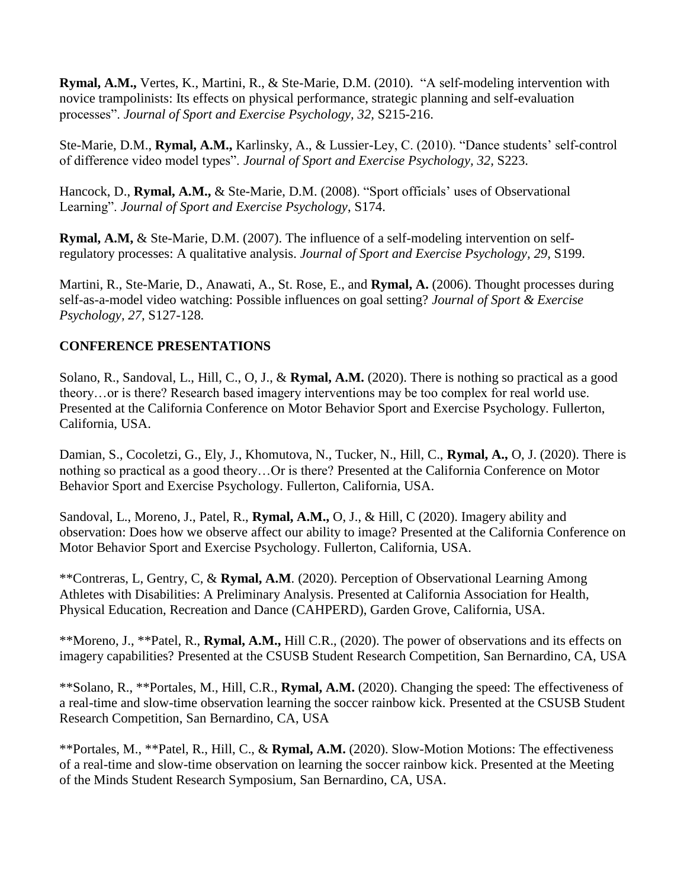**Rymal, A.M.,** Vertes, K., Martini, R., & Ste-Marie, D.M. (2010). "A self-modeling intervention with novice trampolinists: Its effects on physical performance, strategic planning and self-evaluation processes". *Journal of Sport and Exercise Psychology, 32,* S215-216.

Ste-Marie, D.M., **Rymal, A.M.,** Karlinsky, A., & Lussier-Ley, C. (2010). "Dance students' self-control of difference video model types". *Journal of Sport and Exercise Psychology, 32,* S223.

Hancock, D., **Rymal, A.M.,** & Ste-Marie, D.M. (2008). "Sport officials' uses of Observational Learning". *Journal of Sport and Exercise Psychology,* S174.

**Rymal, A.M,** & Ste-Marie, D.M. (2007). The influence of a self-modeling intervention on self-regulatory processes: A qualitative analysis. *Journal of Sport and Exercise Psychology, 29,* S199.

Martini, R., Ste-Marie, D., Anawati, A., St. Rose, E., and **Rymal, A.** (2006). Thought processes during self-as-a-model video watching: Possible influences on goal setting? *Journal of Sport & Exercise Psychology, 27,* S127-128.

## CONFERENCE PRESENTATIONS

Solano, R., Sandoval, L., Hill, C., O, J., & **Rymal, A.M.** (2020). There is nothing so practical as a good theory…or is there? Research based imagery interventions may be too complex for real world use. Presented at the California Conference on Motor Behavior Sport and Exercise Psychology. Fullerton, California, USA.

Damian, S., Cocoletzi, G., Ely, J., Khomutova, N., Tucker, N., Hill, C., **Rymal, A.,** O, J. (2020). There is nothing so practical as a good theory…Or is there? Presented at the California Conference on Motor Behavior Sport and Exercise Psychology. Fullerton, California, USA.

Sandoval, L., Moreno, J., Patel, R., **Rymal, A.M.,** O, J., & Hill, C (2020). Imagery ability and observation: Does how we observe affect our ability to image? Presented at the California Conference on Motor Behavior Sport and Exercise Psychology. Fullerton, California, USA.

**Contreras, L, Gentry, C, & **Rymal, A.M**. (2020). Perception of Observational Learning Among Athletes with Disabilities: A Preliminary Analysis. Presented at California Association for Health, Physical Education, Recreation and Dance (CAHPERD), Garden Grove, California, USA.

**Moreno, J., **Patel, R., **Rymal, A.M.,** Hill C.R., (2020). The power of observations and its effects on imagery capabilities? Presented at the CSUSB Student Research Competition, San Bernardino, CA, USA

**Solano, R., **Portales, M., Hill, C.R., **Rymal, A.M.** (2020). Changing the speed: The effectiveness of a real-time and slow-time observation learning the soccer rainbow kick. Presented at the CSUSB Student Research Competition, San Bernardino, CA, USA

**Portales, M., **Patel, R., Hill, C., & **Rymal, A.M.** (2020). Slow-Motion Motions: The effectiveness of a real-time and slow-time observation on learning the soccer rainbow kick. Presented at the Meeting of the Minds Student Research Symposium, San Bernardino, CA, USA.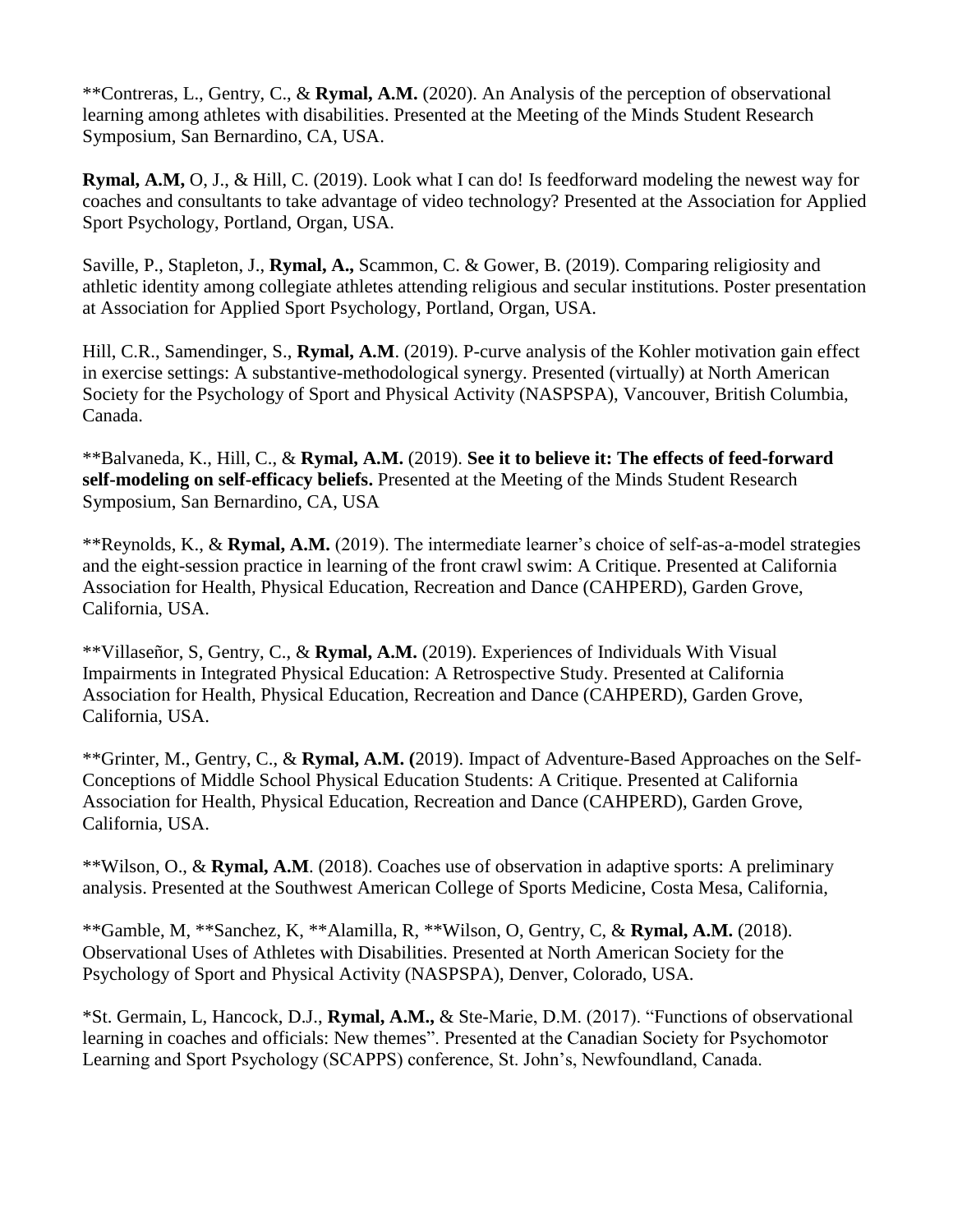**Contreras, L., Gentry, C., & **Rymal, A.M.** (2020). An Analysis of the perception of observational learning among athletes with disabilities. Presented at the Meeting of the Minds Student Research Symposium, San Bernardino, CA, USA.

**Rymal, A.M,** O, J., & Hill, C. (2019). Look what I can do! Is feedforward modeling the newest way for coaches and consultants to take advantage of video technology? Presented at the Association for Applied Sport Psychology, Portland, Organ, USA.

Saville, P., Stapleton, J., **Rymal, A.,** Scammon, C. & Gower, B. (2019). Comparing religiosity and athletic identity among collegiate athletes attending religious and secular institutions. Poster presentation at Association for Applied Sport Psychology, Portland, Organ, USA.

Hill, C.R., Samendinger, S., **Rymal, A.M**. (2019). P-curve analysis of the Kohler motivation gain effect in exercise settings: A substantive-methodological synergy. Presented (virtually) at North American Society for the Psychology of Sport and Physical Activity (NASPSPA), Vancouver, British Columbia, Canada.

**Balvaneda, K., Hill, C., & **Rymal, A.M.** (2019). **See it to believe it: The effects of feed-forward self-modeling on self-efficacy beliefs.** Presented at the Meeting of the Minds Student Research Symposium, San Bernardino, CA, USA

**Reynolds, K., & **Rymal, A.M.** (2019). The intermediate learner's choice of self-as-a-model strategies and the eight-session practice in learning of the front crawl swim: A Critique. Presented at California Association for Health, Physical Education, Recreation and Dance (CAHPERD), Garden Grove, California, USA.

**Villaseñor, S, Gentry, C., & **Rymal, A.M.** (2019). Experiences of Individuals With Visual Impairments in Integrated Physical Education: A Retrospective Study. Presented at California Association for Health, Physical Education, Recreation and Dance (CAHPERD), Garden Grove, California, USA.

**Grinter, M., Gentry, C., & **Rymal, A.M. (**2019). Impact of Adventure-Based Approaches on the Self-Conceptions of Middle School Physical Education Students: A Critique. Presented at California Association for Health, Physical Education, Recreation and Dance (CAHPERD), Garden Grove, California, USA.

**Wilson, O., & **Rymal, A.M**. (2018). Coaches use of observation in adaptive sports: A preliminary analysis. Presented at the Southwest American College of Sports Medicine, Costa Mesa, California,

**Gamble, M, **Sanchez, K, **Alamilla, R, **Wilson, O, Gentry, C, & **Rymal, A.M.** (2018). Observational Uses of Athletes with Disabilities. Presented at North American Society for the Psychology of Sport and Physical Activity (NASPSPA), Denver, Colorado, USA.

*St. Germain, L, Hancock, D.J., **Rymal, A.M.,** & Ste-Marie, D.M. (2017). "Functions of observational learning in coaches and officials: New themes". Presented at the Canadian Society for Psychomotor Learning and Sport Psychology (SCAPPS) conference, St. John's, Newfoundland, Canada.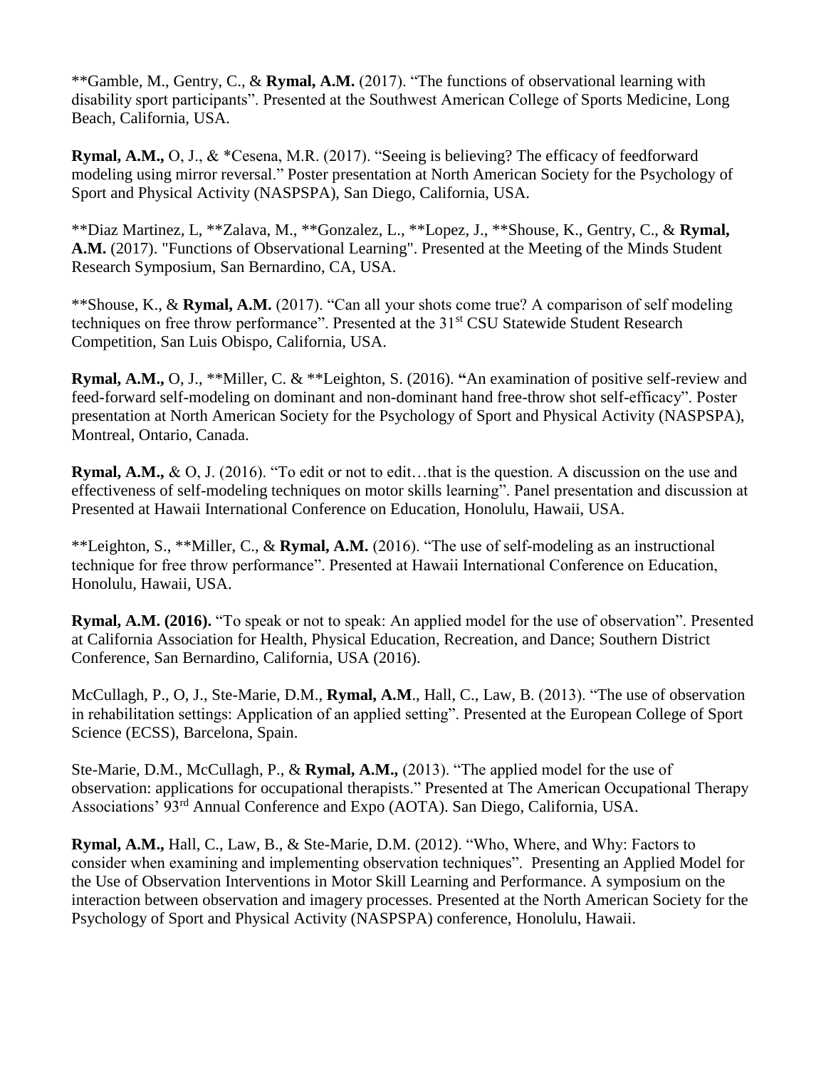**Gamble, M., Gentry, C., & **Rymal, A.M.** (2017). "The functions of observational learning with disability sport participants". Presented at the Southwest American College of Sports Medicine, Long Beach, California, USA.

**Rymal, A.M.,** O, J., & *Cesena, M.R. (2017). "Seeing is believing? The efficacy of feedforward modeling using mirror reversal." Poster presentation at North American Society for the Psychology of Sport and Physical Activity (NASPSPA), San Diego, California, USA.

**Diaz Martinez, L, **Zalava, M., **Gonzalez, L., **Lopez, J., **Shouse, K., Gentry, C., & **Rymal, A.M.** (2017). "Functions of Observational Learning". Presented at the Meeting of the Minds Student Research Symposium, San Bernardino, CA, USA.

**Shouse, K., & **Rymal, A.M.** (2017). "Can all your shots come true? A comparison of self modeling techniques on free throw performance". Presented at the 31st CSU Statewide Student Research Competition, San Luis Obispo, California, USA.

**Rymal, A.M.,** O, J., **Miller, C. & **Leighton, S. (2016). **"**An examination of positive self-review and feed-forward self-modeling on dominant and non-dominant hand free-throw shot self-efficacy". Poster presentation at North American Society for the Psychology of Sport and Physical Activity (NASPSPA), Montreal, Ontario, Canada.

**Rymal, A.M.,** & O, J. (2016). "To edit or not to edit…that is the question. A discussion on the use and effectiveness of self-modeling techniques on motor skills learning". Panel presentation and discussion at Presented at Hawaii International Conference on Education, Honolulu, Hawaii, USA.

**Leighton, S., **Miller, C., & **Rymal, A.M.** (2016). "The use of self-modeling as an instructional technique for free throw performance". Presented at Hawaii International Conference on Education, Honolulu, Hawaii, USA.

**Rymal, A.M. (2016).** "To speak or not to speak: An applied model for the use of observation". Presented at California Association for Health, Physical Education, Recreation, and Dance; Southern District Conference, San Bernardino, California, USA (2016).

McCullagh, P., O, J., Ste-Marie, D.M., **Rymal, A.M**., Hall, C., Law, B. (2013). "The use of observation in rehabilitation settings: Application of an applied setting". Presented at the European College of Sport Science (ECSS), Barcelona, Spain.

Ste-Marie, D.M., McCullagh, P., & **Rymal, A.M.,** (2013). "The applied model for the use of observation: applications for occupational therapists." Presented at The American Occupational Therapy Associations' 93rd Annual Conference and Expo (AOTA). San Diego, California, USA.

**Rymal, A.M.,** Hall, C., Law, B., & Ste-Marie, D.M. (2012). "Who, Where, and Why: Factors to consider when examining and implementing observation techniques". Presenting an Applied Model for the Use of Observation Interventions in Motor Skill Learning and Performance. A symposium on the interaction between observation and imagery processes. Presented at the North American Society for the Psychology of Sport and Physical Activity (NASPSPA) conference, Honolulu, Hawaii.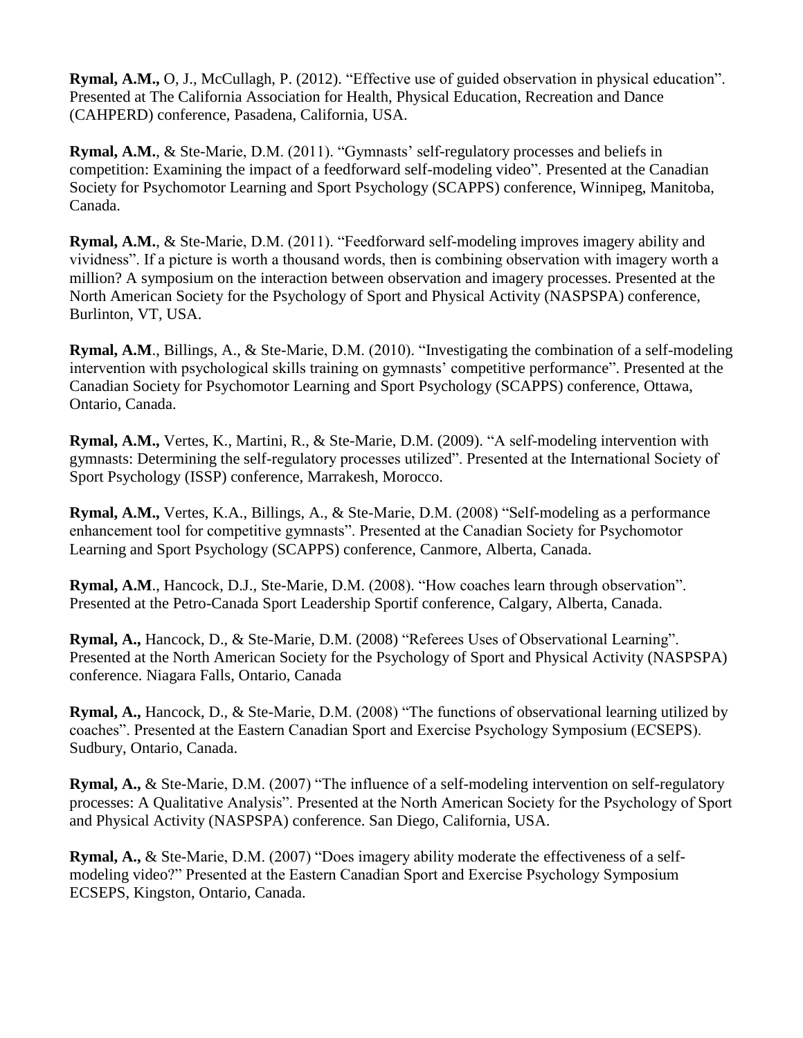**Rymal, A.M.,** O, J., McCullagh, P. (2012). "Effective use of guided observation in physical education". Presented at The California Association for Health, Physical Education, Recreation and Dance (CAHPERD) conference, Pasadena, California, USA.

**Rymal, A.M.**, & Ste-Marie, D.M. (2011). "Gymnasts' self-regulatory processes and beliefs in competition: Examining the impact of a feedforward self-modeling video". Presented at the Canadian Society for Psychomotor Learning and Sport Psychology (SCAPPS) conference, Winnipeg, Manitoba, Canada.

**Rymal, A.M.**, & Ste-Marie, D.M. (2011). "Feedforward self-modeling improves imagery ability and vividness". If a picture is worth a thousand words, then is combining observation with imagery worth a million? A symposium on the interaction between observation and imagery processes. Presented at the North American Society for the Psychology of Sport and Physical Activity (NASPSPA) conference, Burlinton, VT, USA.

**Rymal, A.M**., Billings, A., & Ste-Marie, D.M. (2010). "Investigating the combination of a self-modeling intervention with psychological skills training on gymnasts' competitive performance". Presented at the Canadian Society for Psychomotor Learning and Sport Psychology (SCAPPS) conference, Ottawa, Ontario, Canada.

**Rymal, A.M.,** Vertes, K., Martini, R., & Ste-Marie, D.M. (2009). "A self-modeling intervention with gymnasts: Determining the self-regulatory processes utilized". Presented at the International Society of Sport Psychology (ISSP) conference, Marrakesh, Morocco.

**Rymal, A.M.,** Vertes, K.A., Billings, A., & Ste-Marie, D.M. (2008) "Self-modeling as a performance enhancement tool for competitive gymnasts". Presented at the Canadian Society for Psychomotor Learning and Sport Psychology (SCAPPS) conference, Canmore, Alberta, Canada.

**Rymal, A.M**., Hancock, D.J., Ste-Marie, D.M. (2008). "How coaches learn through observation". Presented at the Petro-Canada Sport Leadership Sportif conference, Calgary, Alberta, Canada.

**Rymal, A.,** Hancock, D., & Ste-Marie, D.M. (2008) "Referees Uses of Observational Learning". Presented at the North American Society for the Psychology of Sport and Physical Activity (NASPSPA) conference. Niagara Falls, Ontario, Canada

**Rymal, A.,** Hancock, D., & Ste-Marie, D.M. (2008) "The functions of observational learning utilized by coaches". Presented at the Eastern Canadian Sport and Exercise Psychology Symposium (ECSEPS). Sudbury, Ontario, Canada.

**Rymal, A.,** & Ste-Marie, D.M. (2007) "The influence of a self-modeling intervention on self-regulatory processes: A Qualitative Analysis". Presented at the North American Society for the Psychology of Sport and Physical Activity (NASPSPA) conference. San Diego, California, USA.

**Rymal, A.,** & Ste-Marie, D.M. (2007) "Does imagery ability moderate the effectiveness of a self-modeling video?" Presented at the Eastern Canadian Sport and Exercise Psychology Symposium ECSEPS, Kingston, Ontario, Canada.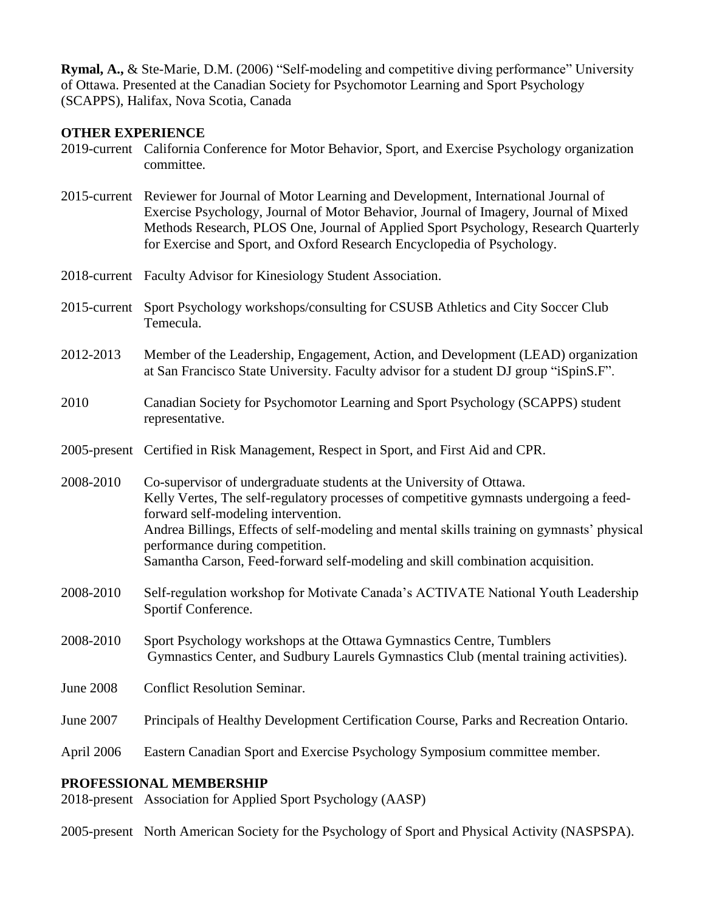**Rymal, A.,** & Ste-Marie, D.M. (2006) "Self-modeling and competitive diving performance" University of Ottawa. Presented at the Canadian Society for Psychomotor Learning and Sport Psychology (SCAPPS), Halifax, Nova Scotia, Canada

## OTHER EXPERIENCE

2019-current California Conference for Motor Behavior, Sport, and Exercise Psychology organization committee.

2015-current Reviewer for Journal of Motor Learning and Development, International Journal of Exercise Psychology, Journal of Motor Behavior, Journal of Imagery, Journal of Mixed Methods Research, PLOS One, Journal of Applied Sport Psychology, Research Quarterly for Exercise and Sport, and Oxford Research Encyclopedia of Psychology.

2018-current Faculty Advisor for Kinesiology Student Association.

2015-current Sport Psychology workshops/consulting for CSUSB Athletics and City Soccer Club Temecula.

2012-2013 Member of the Leadership, Engagement, Action, and Development (LEAD) organization at San Francisco State University. Faculty advisor for a student DJ group "iSpinS.F".

2010 Canadian Society for Psychomotor Learning and Sport Psychology (SCAPPS) student representative.

2005-present Certified in Risk Management, Respect in Sport, and First Aid and CPR.

2008-2010 Co-supervisor of undergraduate students at the University of Ottawa.
Kelly Vertes, The self-regulatory processes of competitive gymnasts undergoing a feed-forward self-modeling intervention.
Andrea Billings, Effects of self-modeling and mental skills training on gymnasts' physical performance during competition.
Samantha Carson, Feed-forward self-modeling and skill combination acquisition.

2008-2010 Self-regulation workshop for Motivate Canada's ACTIVATE National Youth Leadership Sportif Conference.

2008-2010 Sport Psychology workshops at the Ottawa Gymnastics Centre, Tumblers Gymnastics Center, and Sudbury Laurels Gymnastics Club (mental training activities).

June 2008 Conflict Resolution Seminar.

June 2007 Principals of Healthy Development Certification Course, Parks and Recreation Ontario.

April 2006 Eastern Canadian Sport and Exercise Psychology Symposium committee member.

## PROFESSIONAL MEMBERSHIP

2018-present Association for Applied Sport Psychology (AASP)

2005-present North American Society for the Psychology of Sport and Physical Activity (NASPSPA).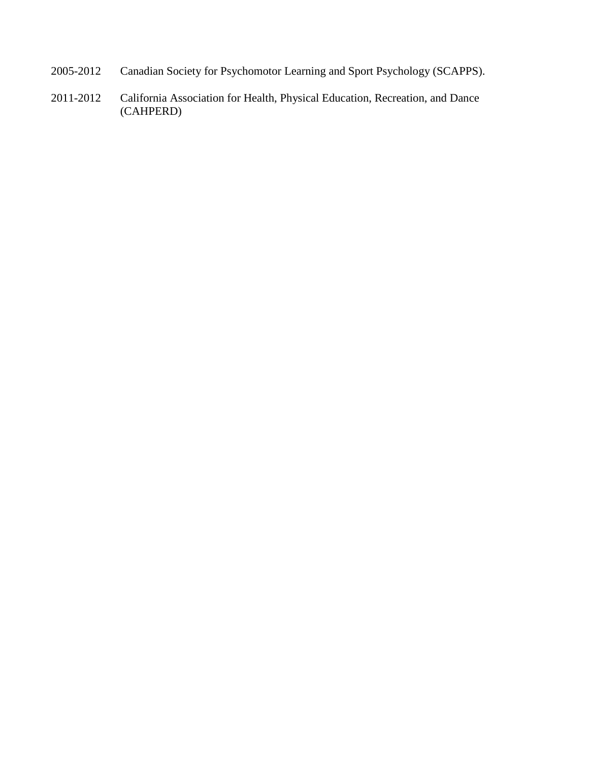2005-2012 Canadian Society for Psychomotor Learning and Sport Psychology (SCAPPS).

2011-2012 California Association for Health, Physical Education, Recreation, and Dance (CAHPERD)